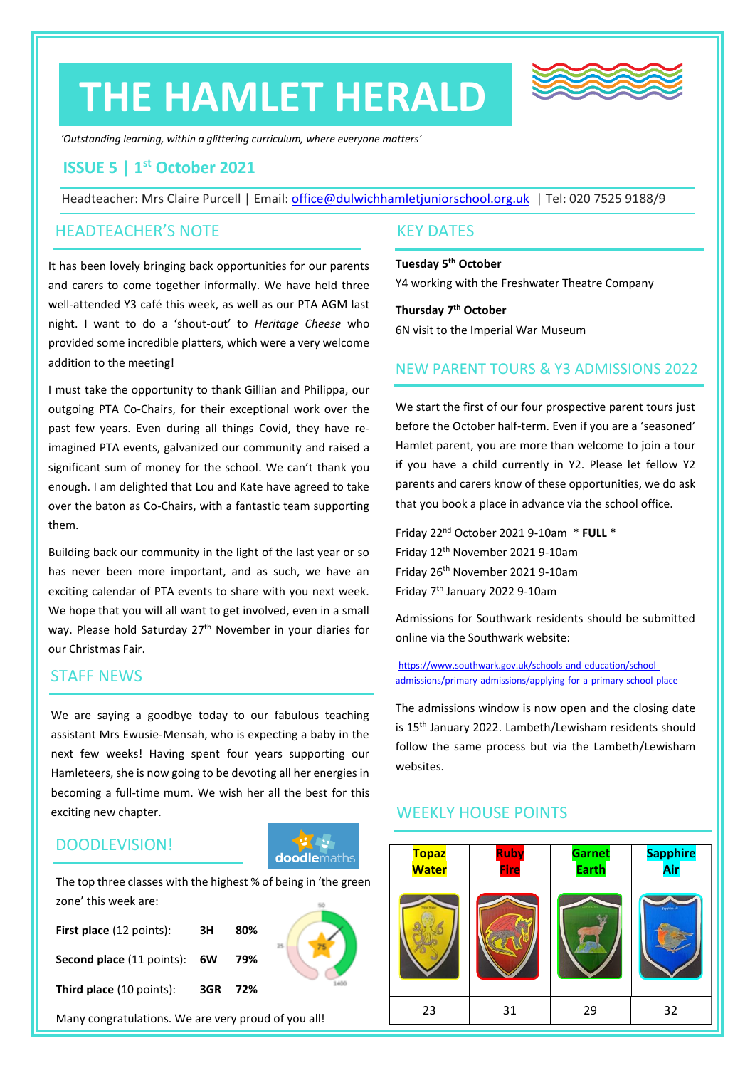# THE HAMLET HERALD

*'Outstanding learning, within a glittering curriculum, where everyone matters'*

## ISSUE 5 | 1st October 2021

Headteacher: Mrs Claire Purcell | Email: office@dulwichhamletjuniorschool.org.uk | Tel: 020 7525 9188/9

## HEADTEACHER'S NOTE

It has been lovely bringing back opportunities for our parents and carers to come together informally. We have held three well-attended Y3 café this week, as well as our PTA AGM last night. I want to do a 'shout-out' to *Heritage Cheese* who provided some incredible platters, which were a very welcome addition to the meeting!

I must take the opportunity to thank Gillian and Philippa, our outgoing PTA Co-Chairs, for their exceptional work over the past few years. Even during all things Covid, they have re-imagined PTA events, galvanized our community and raised a significant sum of money for the school. We can't thank you enough. I am delighted that Lou and Kate have agreed to take over the baton as Co-Chairs, with a fantastic team supporting them.

Building back our community in the light of the last year or so has never been more important, and as such, we have an exciting calendar of PTA events to share with you next week. We hope that you will all want to get involved, even in a small way. Please hold Saturday 27th November in your diaries for our Christmas Fair.

## STAFF NEWS

We are saying a goodbye today to our fabulous teaching assistant Mrs Ewusie-Mensah, who is expecting a baby in the next few weeks! Having spent four years supporting our Hamleteers, she is now going to be devoting all her energies in becoming a full-time mum. We wish her all the best for this exciting new chapter.

## DOODLEVISION!

The top three classes with the highest % of being in 'the green zone' this week are:

| | | |
|---|---|---|
| **First place** (12 points): | **3H** | **80%** |
| **Second place** (11 points): | **6W** | **79%** |
| **Third place** (10 points): | **3GR** | **72%** |

Many congratulations. We are very proud of you all!

## KEY DATES

**Tuesday 5th October**
Y4 working with the Freshwater Theatre Company

**Thursday 7th October**
6N visit to the Imperial War Museum

## NEW PARENT TOURS & Y3 ADMISSIONS 2022

We start the first of our four prospective parent tours just before the October half-term. Even if you are a 'seasoned' Hamlet parent, you are more than welcome to join a tour if you have a child currently in Y2. Please let fellow Y2 parents and carers know of these opportunities, we do ask that you book a place in advance via the school office.

Friday 22nd October 2021 9-10am * **FULL** *
Friday 12th November 2021 9-10am
Friday 26th November 2021 9-10am
Friday 7th January 2022 9-10am

Admissions for Southwark residents should be submitted online via the Southwark website:

https://www.southwark.gov.uk/schools-and-education/school-admissions/primary-admissions/applying-for-a-primary-school-place

The admissions window is now open and the closing date is 15th January 2022. Lambeth/Lewisham residents should follow the same process but via the Lambeth/Lewisham websites.

## WEEKLY HOUSE POINTS

| Topaz Water | Ruby Fire | Garnet Earth | Sapphire Air |
|---|---|---|---|
| 23 | 31 | 29 | 32 |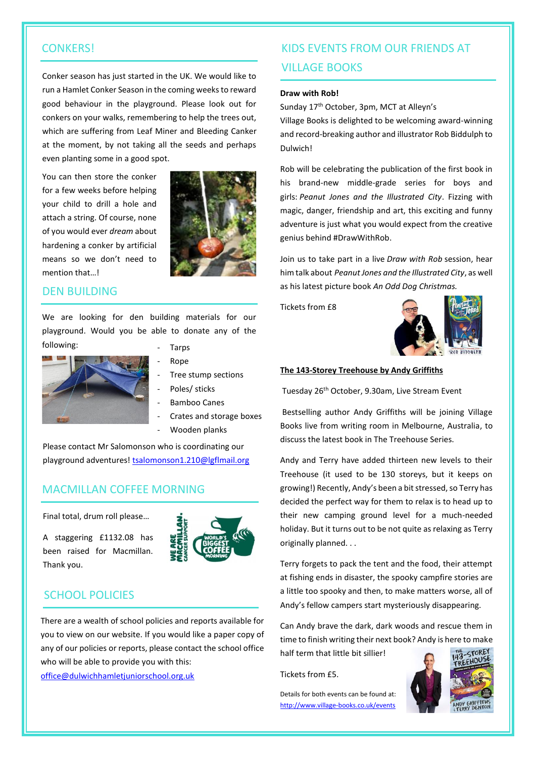## CONKERS!

Conker season has just started in the UK. We would like to run a Hamlet Conker Season in the coming weeks to reward good behaviour in the playground. Please look out for conkers on your walks, remembering to help the trees out, which are suffering from Leaf Miner and Bleeding Canker at the moment, by not taking all the seeds and perhaps even planting some in a good spot.

You can then store the conker for a few weeks before helping your child to drill a hole and attach a string. Of course, none of you would ever *dream* about hardening a conker by artificial means so we don't need to mention that…!

## DEN BUILDING

We are looking for den building materials for our playground. Would you be able to donate any of the following:

- Tarps
- Rope
- Tree stump sections
- Poles/ sticks
- Bamboo Canes
- Crates and storage boxes
- Wooden planks

Please contact Mr Salomonson who is coordinating our playground adventures! tsalomonson1.210@lgflmail.org

## MACMILLAN COFFEE MORNING

Final total, drum roll please…

A staggering £1132.08 has been raised for Macmillan. Thank you.

## SCHOOL POLICIES

There are a wealth of school policies and reports available for you to view on our website. If you would like a paper copy of any of our policies or reports, please contact the school office who will be able to provide you with this: office@dulwichhamletjuniorschool.org.uk

## KIDS EVENTS FROM OUR FRIENDS AT VILLAGE BOOKS

**Draw with Rob!**

Sunday 17th October, 3pm, MCT at Alleyn's

Village Books is delighted to be welcoming award-winning and record-breaking author and illustrator Rob Biddulph to Dulwich!

Rob will be celebrating the publication of the first book in his brand-new middle-grade series for boys and girls: *Peanut Jones and the Illustrated City*. Fizzing with magic, danger, friendship and art, this exciting and funny adventure is just what you would expect from the creative genius behind #DrawWithRob.

Join us to take part in a live *Draw with Rob* session, hear him talk about *Peanut Jones and the Illustrated City*, as well as his latest picture book *An Odd Dog Christmas.*

Tickets from £8

**The 143-Storey Treehouse by Andy Griffiths**

Tuesday 26th October, 9.30am, Live Stream Event

Bestselling author Andy Griffiths will be joining Village Books live from writing room in Melbourne, Australia, to discuss the latest book in The Treehouse Series.

Andy and Terry have added thirteen new levels to their Treehouse (it used to be 130 storeys, but it keeps on growing!) Recently, Andy's been a bit stressed, so Terry has decided the perfect way for them to relax is to head up to their new camping ground level for a much-needed holiday. But it turns out to be not quite as relaxing as Terry originally planned. . .

Terry forgets to pack the tent and the food, their attempt at fishing ends in disaster, the spooky campfire stories are a little too spooky and then, to make matters worse, all of Andy's fellow campers start mysteriously disappearing.

Can Andy brave the dark, dark woods and rescue them in time to finish writing their next book? Andy is here to make half term that little bit sillier!

Tickets from £5.

Details for both events can be found at: http://www.village-books.co.uk/events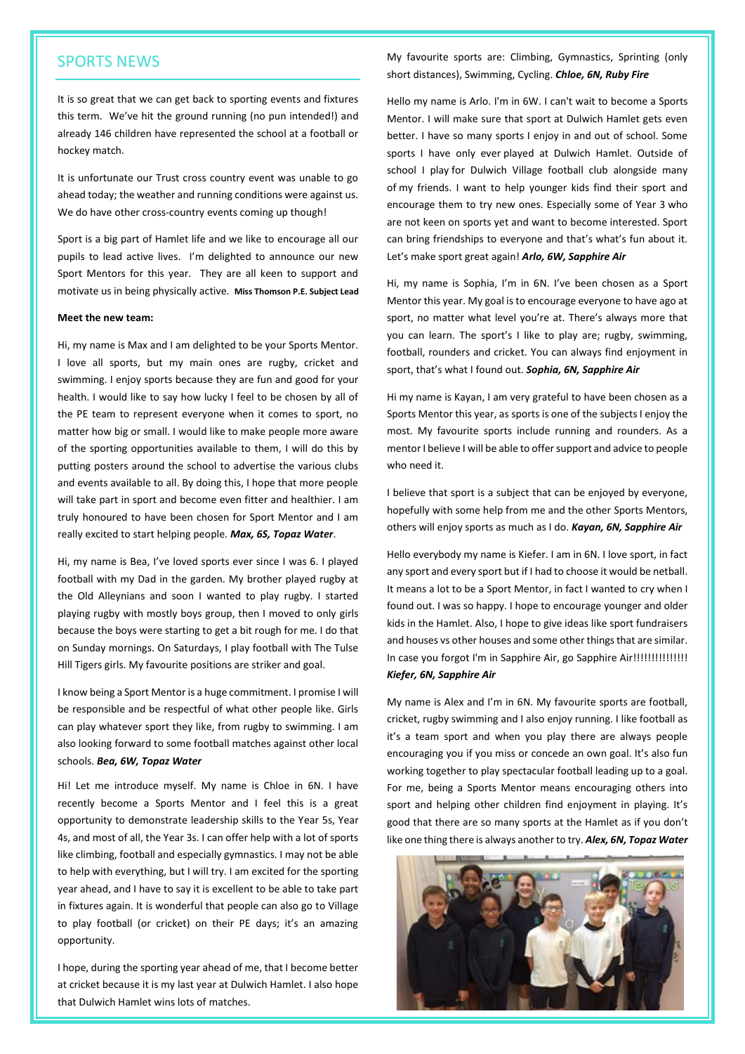## SPORTS NEWS

It is so great that we can get back to sporting events and fixtures this term. We've hit the ground running (no pun intended!) and already 146 children have represented the school at a football or hockey match.

It is unfortunate our Trust cross country event was unable to go ahead today; the weather and running conditions were against us. We do have other cross-country events coming up though!

Sport is a big part of Hamlet life and we like to encourage all our pupils to lead active lives. I'm delighted to announce our new Sport Mentors for this year. They are all keen to support and motivate us in being physically active. **Miss Thomson P.E. Subject Lead**

**Meet the new team:**

Hi, my name is Max and I am delighted to be your Sports Mentor. I love all sports, but my main ones are rugby, cricket and swimming. I enjoy sports because they are fun and good for your health. I would like to say how lucky I feel to be chosen by all of the PE team to represent everyone when it comes to sport, no matter how big or small. I would like to make people more aware of the sporting opportunities available to them, I will do this by putting posters around the school to advertise the various clubs and events available to all. By doing this, I hope that more people will take part in sport and become even fitter and healthier. I am truly honoured to have been chosen for Sport Mentor and I am really excited to start helping people. ***Max, 6S, Topaz Water***.

Hi, my name is Bea, I've loved sports ever since I was 6. I played football with my Dad in the garden. My brother played rugby at the Old Alleynians and soon I wanted to play rugby. I started playing rugby with mostly boys group, then I moved to only girls because the boys were starting to get a bit rough for me. I do that on Sunday mornings. On Saturdays, I play football with The Tulse Hill Tigers girls. My favourite positions are striker and goal.

I know being a Sport Mentor is a huge commitment. I promise I will be responsible and be respectful of what other people like. Girls can play whatever sport they like, from rugby to swimming. I am also looking forward to some football matches against other local schools. ***Bea, 6W, Topaz Water***

Hi! Let me introduce myself. My name is Chloe in 6N. I have recently become a Sports Mentor and I feel this is a great opportunity to demonstrate leadership skills to the Year 5s, Year 4s, and most of all, the Year 3s. I can offer help with a lot of sports like climbing, football and especially gymnastics. I may not be able to help with everything, but I will try. I am excited for the sporting year ahead, and I have to say it is excellent to be able to take part in fixtures again. It is wonderful that people can also go to Village to play football (or cricket) on their PE days; it's an amazing opportunity.

I hope, during the sporting year ahead of me, that I become better at cricket because it is my last year at Dulwich Hamlet. I also hope that Dulwich Hamlet wins lots of matches.

My favourite sports are: Climbing, Gymnastics, Sprinting (only short distances), Swimming, Cycling. ***Chloe, 6N, Ruby Fire***

Hello my name is Arlo. I'm in 6W. I can't wait to become a Sports Mentor. I will make sure that sport at Dulwich Hamlet gets even better. I have so many sports I enjoy in and out of school. Some sports I have only ever played at Dulwich Hamlet. Outside of school I play for Dulwich Village football club alongside many of my friends. I want to help younger kids find their sport and encourage them to try new ones. Especially some of Year 3 who are not keen on sports yet and want to become interested. Sport can bring friendships to everyone and that's what's fun about it. Let's make sport great again! ***Arlo, 6W, Sapphire Air***

Hi, my name is Sophia, I'm in 6N. I've been chosen as a Sport Mentor this year. My goal is to encourage everyone to have ago at sport, no matter what level you're at. There's always more that you can learn. The sport's I like to play are; rugby, swimming, football, rounders and cricket. You can always find enjoyment in sport, that's what I found out. ***Sophia, 6N, Sapphire Air***

Hi my name is Kayan, I am very grateful to have been chosen as a Sports Mentor this year, as sports is one of the subjects I enjoy the most. My favourite sports include running and rounders. As a mentor I believe I will be able to offer support and advice to people who need it.

I believe that sport is a subject that can be enjoyed by everyone, hopefully with some help from me and the other Sports Mentors, others will enjoy sports as much as I do. ***Kayan, 6N, Sapphire Air***

Hello everybody my name is Kiefer. I am in 6N. I love sport, in fact any sport and every sport but if I had to choose it would be netball. It means a lot to be a Sport Mentor, in fact I wanted to cry when I found out. I was so happy. I hope to encourage younger and older kids in the Hamlet. Also, I hope to give ideas like sport fundraisers and houses vs other houses and some other things that are similar. In case you forgot I'm in Sapphire Air, go Sapphire Air!!!!!!!!!!!!!!! ***Kiefer, 6N, Sapphire Air***

My name is Alex and I'm in 6N. My favourite sports are football, cricket, rugby swimming and I also enjoy running. I like football as it's a team sport and when you play there are always people encouraging you if you miss or concede an own goal. It's also fun working together to play spectacular football leading up to a goal. For me, being a Sports Mentor means encouraging others into sport and helping other children find enjoyment in playing. It's good that there are so many sports at the Hamlet as if you don't like one thing there is always another to try. ***Alex, 6N, Topaz Water***